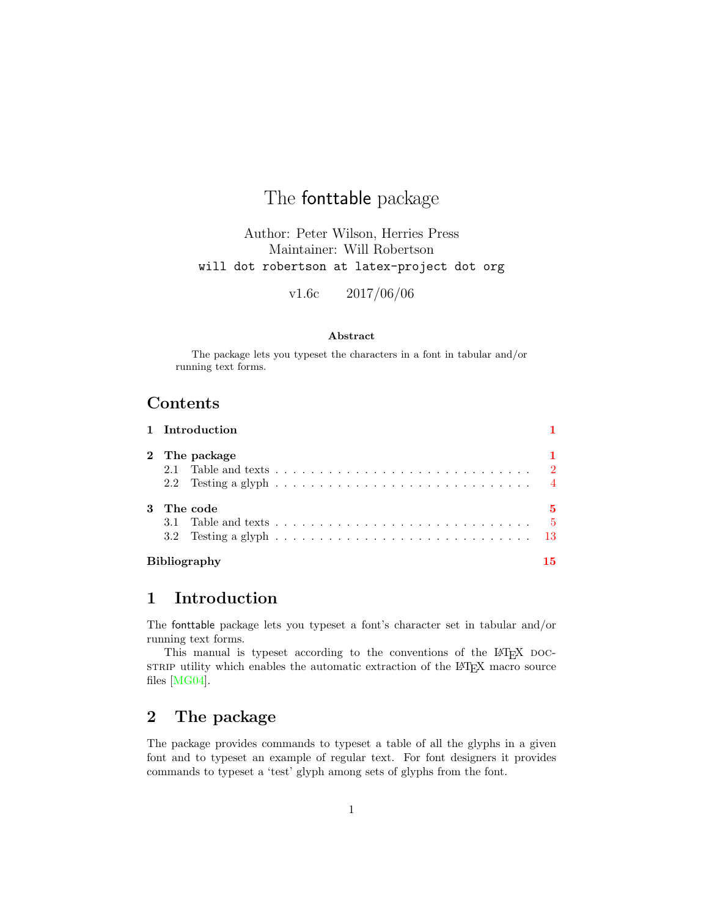# The fonttable package

Author: Peter Wilson, Herries Press
Maintainer: Will Robertson
`will dot robertson at latex-project dot org`

v1.6c 2017/06/06

**Abstract**

The package lets you typeset the characters in a font in tabular and/or running text forms.

## Contents

| | | |
|---|---|---|
| **1** | **Introduction** | **1** |
| **2** | **The package** | **1** |
| 2.1 | Table and texts | 2 |
| 2.2 | Testing a glyph | 4 |
| **3** | **The code** | **5** |
| 3.1 | Table and texts | 5 |
| 3.2 | Testing a glyph | 13 |
| | **Bibliography** | **15** |

## 1 Introduction

The fonttable package lets you typeset a font's character set in tabular and/or running text forms.

This manual is typeset according to the conventions of the LaTeX DOCSTRIP utility which enables the automatic extraction of the LaTeX macro source files [MG04].

## 2 The package

The package provides commands to typeset a table of all the glyphs in a given font and to typeset an example of regular text. For font designers it provides commands to typeset a 'test' glyph among sets of glyphs from the font.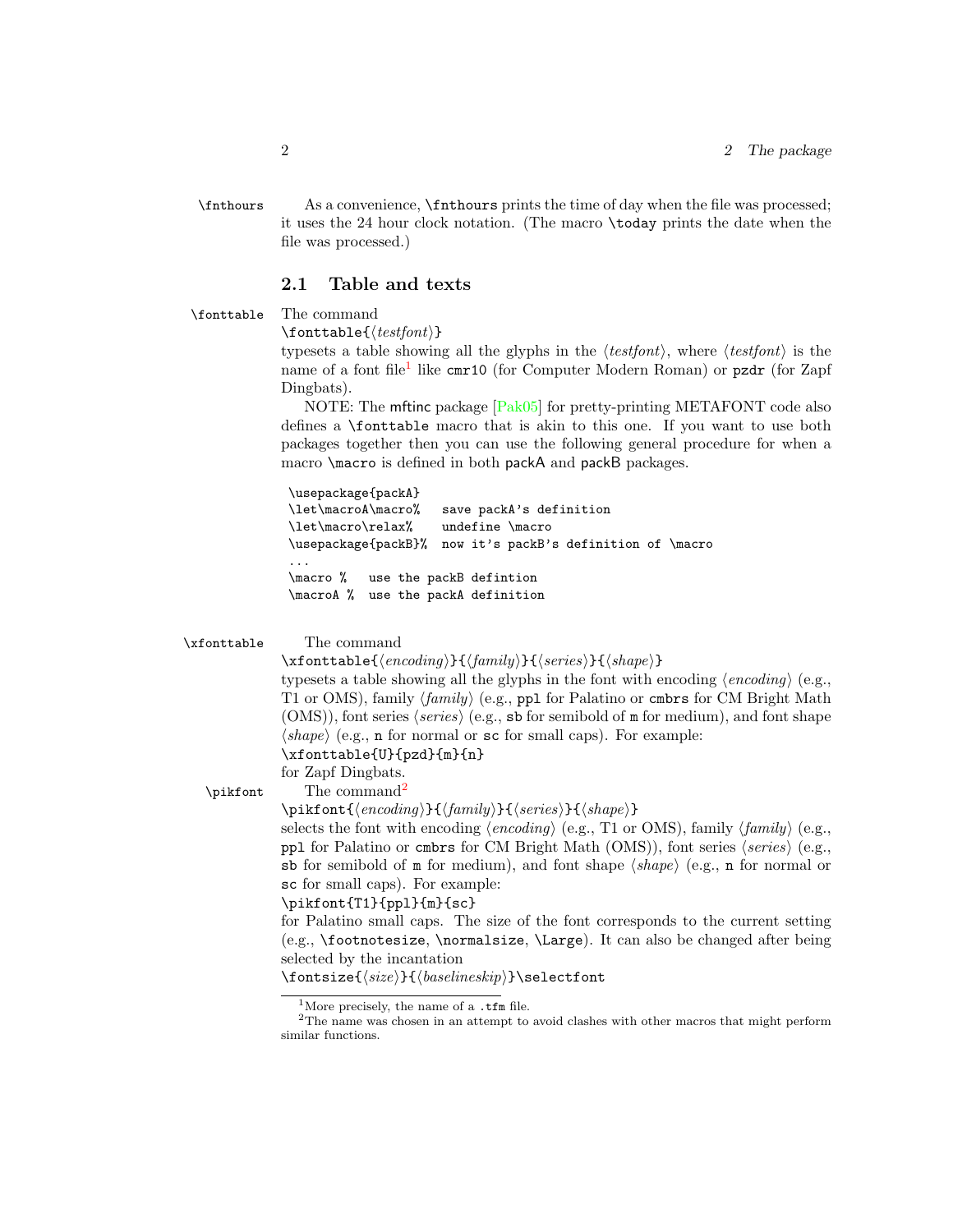\fnthours As a convenience, \fnthours prints the time of day when the file was processed; it uses the 24 hour clock notation. (The macro \today prints the date when the file was processed.)

## 2.1 Table and texts

\fonttable The command

\fonttable{⟨*testfont*⟩}

typesets a table showing all the glyphs in the ⟨*testfont*⟩, where ⟨*testfont*⟩ is the name of a font file[1] like cmr10 (for Computer Modern Roman) or pzdr (for Zapf Dingbats).

NOTE: The mftinc package [Pak05] for pretty-printing METAFONT code also defines a \fonttable macro that is akin to this one. If you want to use both packages together then you can use the following general procedure for when a macro \macro is defined in both packA and packB packages.

```
\usepackage{packA}
\let\macroA\macro%   save packA's definition
\let\macro\relax%    undefine \macro
\usepackage{packB}%  now it's packB's definition of \macro
...
\macro %   use the packB defintion
\macroA %  use the packA definition
```

\xfonttable The command

\xfonttable{⟨*encoding*⟩}{⟨*family*⟩}{⟨*series*⟩}{⟨*shape*⟩}

typesets a table showing all the glyphs in the font with encoding ⟨*encoding*⟩ (e.g., T1 or OMS), family ⟨*family*⟩ (e.g., ppl for Palatino or cmbrs for CM Bright Math (OMS)), font series ⟨*series*⟩ (e.g., sb for semibold of m for medium), and font shape ⟨*shape*⟩ (e.g., n for normal or sc for small caps). For example:

\xfonttable{U}{pzd}{m}{n}

for Zapf Dingbats.

\pikfont The command[2]

\pikfont{⟨*encoding*⟩}{⟨*family*⟩}{⟨*series*⟩}{⟨*shape*⟩}

selects the font with encoding ⟨*encoding*⟩ (e.g., T1 or OMS), family ⟨*family*⟩ (e.g., ppl for Palatino or cmbrs for CM Bright Math (OMS)), font series ⟨*series*⟩ (e.g., sb for semibold of m for medium), and font shape ⟨*shape*⟩ (e.g., n for normal or sc for small caps). For example:

\pikfont{T1}{ppl}{m}{sc}

for Palatino small caps. The size of the font corresponds to the current setting (e.g., \footnotesize, \normalsize, \Large). It can also be changed after being selected by the incantation

\fontsize{⟨*size*⟩}{⟨*baselineskip*⟩}\selectfont

---

[1] More precisely, the name of a .tfm file.

[2] The name was chosen in an attempt to avoid clashes with other macros that might perform similar functions.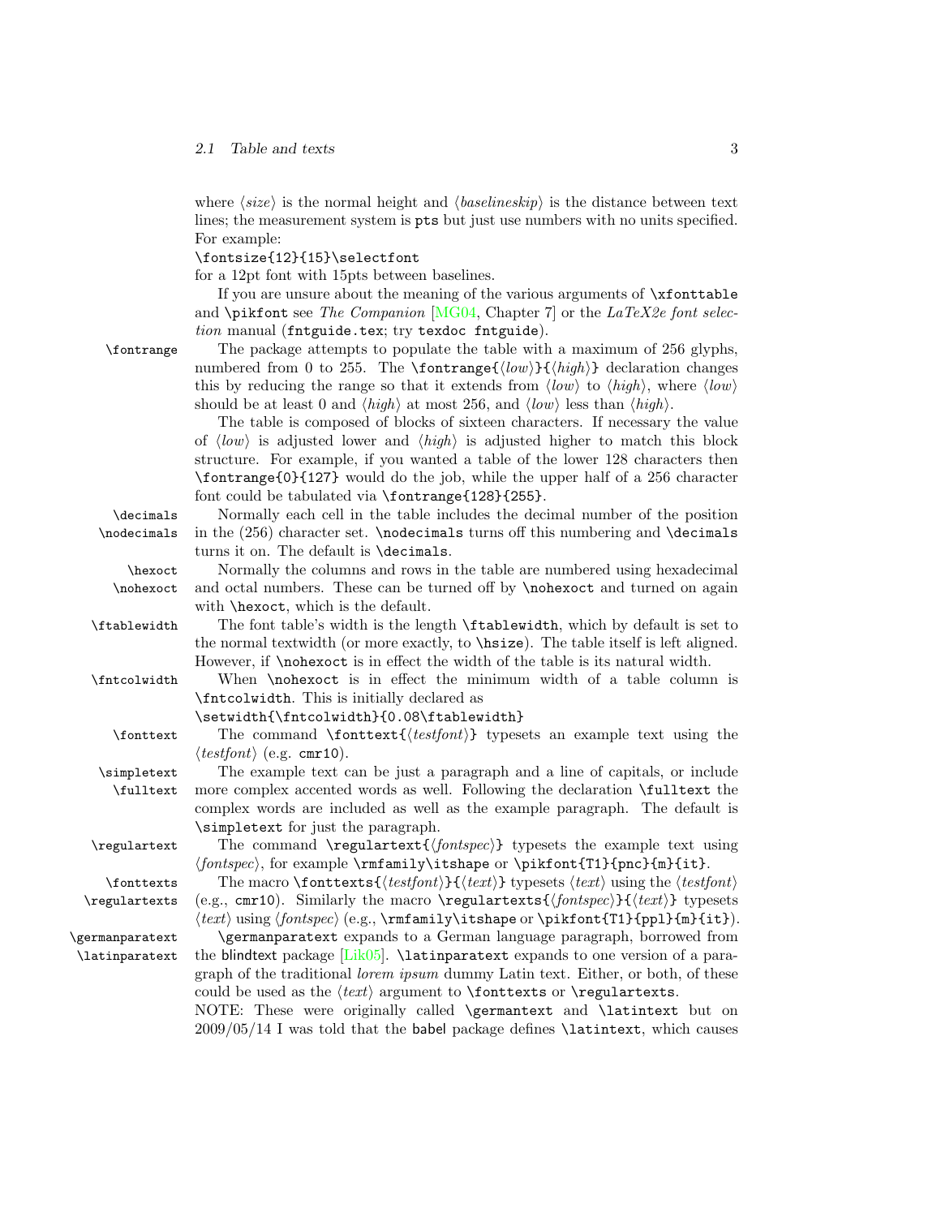where ⟨*size*⟩ is the normal height and ⟨*baselineskip*⟩ is the distance between text lines; the measurement system is `pts` but just use numbers with no units specified. For example:

```
\fontsize{12}{15}\selectfont
```

for a 12pt font with 15pts between baselines.

If you are unsure about the meaning of the various arguments of `\xfonttable` and `\pikfont` see *The Companion* [MG04, Chapter 7] or the *LaTeX2e font selection* manual (`fntguide.tex`; try `texdoc fntguide`).

`\fontrange` The package attempts to populate the table with a maximum of 256 glyphs, numbered from 0 to 255. The `\fontrange{`⟨*low*⟩`}{`⟨*high*⟩`}` declaration changes this by reducing the range so that it extends from ⟨*low*⟩ to ⟨*high*⟩, where ⟨*low*⟩ should be at least 0 and ⟨*high*⟩ at most 256, and ⟨*low*⟩ less than ⟨*high*⟩.

The table is composed of blocks of sixteen characters. If necessary the value of ⟨*low*⟩ is adjusted lower and ⟨*high*⟩ is adjusted higher to match this block structure. For example, if you wanted a table of the lower 128 characters then `\fontrange{0}{127}` would do the job, while the upper half of a 256 character font could be tabulated via `\fontrange{128}{255}`.

`\decimals` `\nodecimals` Normally each cell in the table includes the decimal number of the position in the (256) character set. `\nodecimals` turns off this numbering and `\decimals` turns it on. The default is `\decimals`.

`\hexoct` `\nohexoct` Normally the columns and rows in the table are numbered using hexadecimal and octal numbers. These can be turned off by `\nohexoct` and turned on again with `\hexoct`, which is the default.

`\ftablewidth` The font table's width is the length `\ftablewidth`, which by default is set to the normal textwidth (or more exactly, to `\hsize`). The table itself is left aligned. However, if `\nohexoct` is in effect the width of the table is its natural width.

`\fntcolwidth` When `\nohexoct` is in effect the minimum width of a table column is `\fntcolwidth`. This is initially declared as

```
\setwidth{\fntcolwidth}{0.08\ftablewidth}
```

`\fonttext` The command `\fonttext{`⟨*testfont*⟩`}` typesets an example text using the ⟨*testfont*⟩ (e.g. `cmr10`).

`\simpletext` `\fulltext` The example text can be just a paragraph and a line of capitals, or include more complex accented words as well. Following the declaration `\fulltext` the complex words are included as well as the example paragraph. The default is `\simpletext` for just the paragraph.

`\regulartext` The command `\regulartext{`⟨*fontspec*⟩`}` typesets the example text using ⟨*fontspec*⟩, for example `\rmfamily\itshape` or `\pikfont{T1}{pnc}{m}{it}`.

`\fonttexts` `\regulartexts` The macro `\fonttexts{`⟨*testfont*⟩`}{`⟨*text*⟩`}` typesets ⟨*text*⟩ using the ⟨*testfont*⟩ (e.g., `cmr10`). Similarly the macro `\regulartexts{`⟨*fontspec*⟩`}{`⟨*text*⟩`}` typesets ⟨*text*⟩ using ⟨*fontspec*⟩ (e.g., `\rmfamily\itshape` or `\pikfont{T1}{ppl}{m}{it}`).

`\germanparatext` `\latinparatext` `\germanparatext` expands to a German language paragraph, borrowed from the blindtext package [Lik05]. `\latinparatext` expands to one version of a paragraph of the traditional *lorem ipsum* dummy Latin text. Either, or both, of these could be used as the ⟨*text*⟩ argument to `\fonttexts` or `\regulartexts`.

NOTE: These were originally called `\germantext` and `\latintext` but on 2009/05/14 I was told that the babel package defines `\latintext`, which causes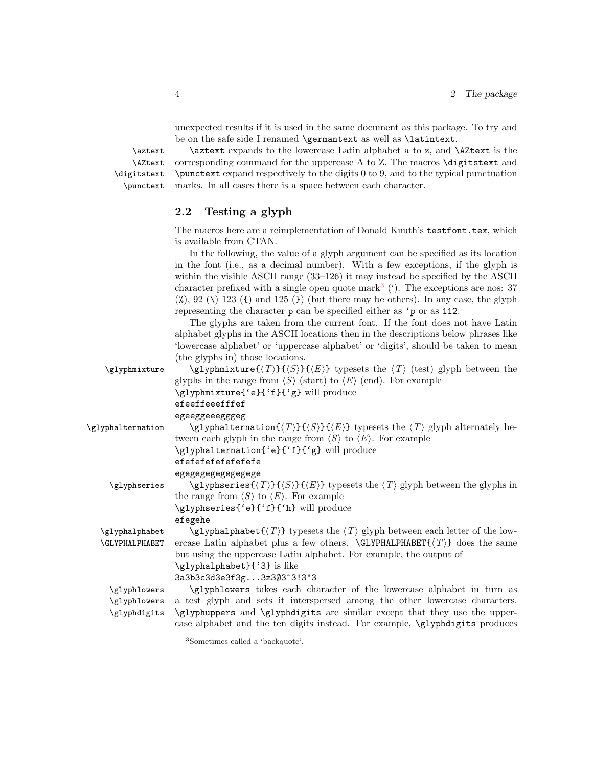unexpected results if it is used in the same document as this package. To try and be on the safe side I renamed `\germantext` as well as `\latintext`.

`\aztext` `\AZtext` `\digitstext` `\punctext`

`\aztext` expands to the lowercase Latin alphabet a to z, and `\AZtext` is the corresponding command for the uppercase A to Z. The macros `\digitstext` and `\punctext` expand respectively to the digits 0 to 9, and to the typical punctuation marks. In all cases there is a space between each character.

## 2.2 Testing a glyph

The macros here are a reimplementation of Donald Knuth's `testfont.tex`, which is available from CTAN.

In the following, the value of a glyph argument can be specified as its location in the font (i.e., as a decimal number). With a few exceptions, if the glyph is within the visible ASCII range (33–126) it may instead be specified by the ASCII character prefixed with a single open quote mark[3] (`). The exceptions are nos: 37 (%), 92 (\) 123 ({) and 125 (}) (but there may be others). In any case, the glyph representing the character p can be specified either as `` `p `` or as `112`.

The glyphs are taken from the current font. If the font does not have Latin alphabet glyphs in the ASCII locations then in the descriptions below phrases like 'lowercase alphabet' or 'uppercase alphabet' or 'digits', should be taken to mean (the glyphs in) those locations.

`\glyphmixture`

`\glyphmixture{⟨T⟩}{⟨S⟩}{⟨E⟩}` typesets the ⟨T⟩ (test) glyph between the glyphs in the range from ⟨S⟩ (start) to ⟨E⟩ (end). For example
`` \glyphmixture{`e}{`f}{`g} `` will produce

```
efeeffeeefffef
egeeggeeegggeg
```

`\glyphalternation`

`\glyphalternation{⟨T⟩}{⟨S⟩}{⟨E⟩}` typesets the ⟨T⟩ glyph alternately between each glyph in the range from ⟨S⟩ to ⟨E⟩. For example
`` \glyphalternation{`e}{`f}{`g} `` will produce

```
efefefefefefefefe
egegegegegegegege
```

`\glyphseries`

`\glyphseries{⟨T⟩}{⟨S⟩}{⟨E⟩}` typesets the ⟨T⟩ glyph between the glyphs in the range from ⟨S⟩ to ⟨E⟩. For example
`` \glyphseries{`e}{`f}{`h} `` will produce

```
efegehe
```

`\glyphalphabet` `\GLYPHALPHABET`

`\glyphalphabet{⟨T⟩}` typesets the ⟨T⟩ glyph between each letter of the lowercase Latin alphabet plus a few others. `\GLYPHALPHABET{⟨T⟩}` does the same but using the uppercase Latin alphabet. For example, the output of
`` \glyphalphabet}{`3} `` is like

```
3a3b3c3d3e3f3g...3z3Ø3~3!3"3
```

`\glyphlowers` `\glyphlowers` `\glyphdigits`

`\glyphlowers` takes each character of the lowercase alphabet in turn as a test glyph and sets it interspersed among the other lowercase characters. `\glyphuppers` and `\glyphdigits` are similar except that they use the uppercase alphabet and the ten digits instead. For example, `\glyphdigits` produces

[3] Sometimes called a 'backquote'.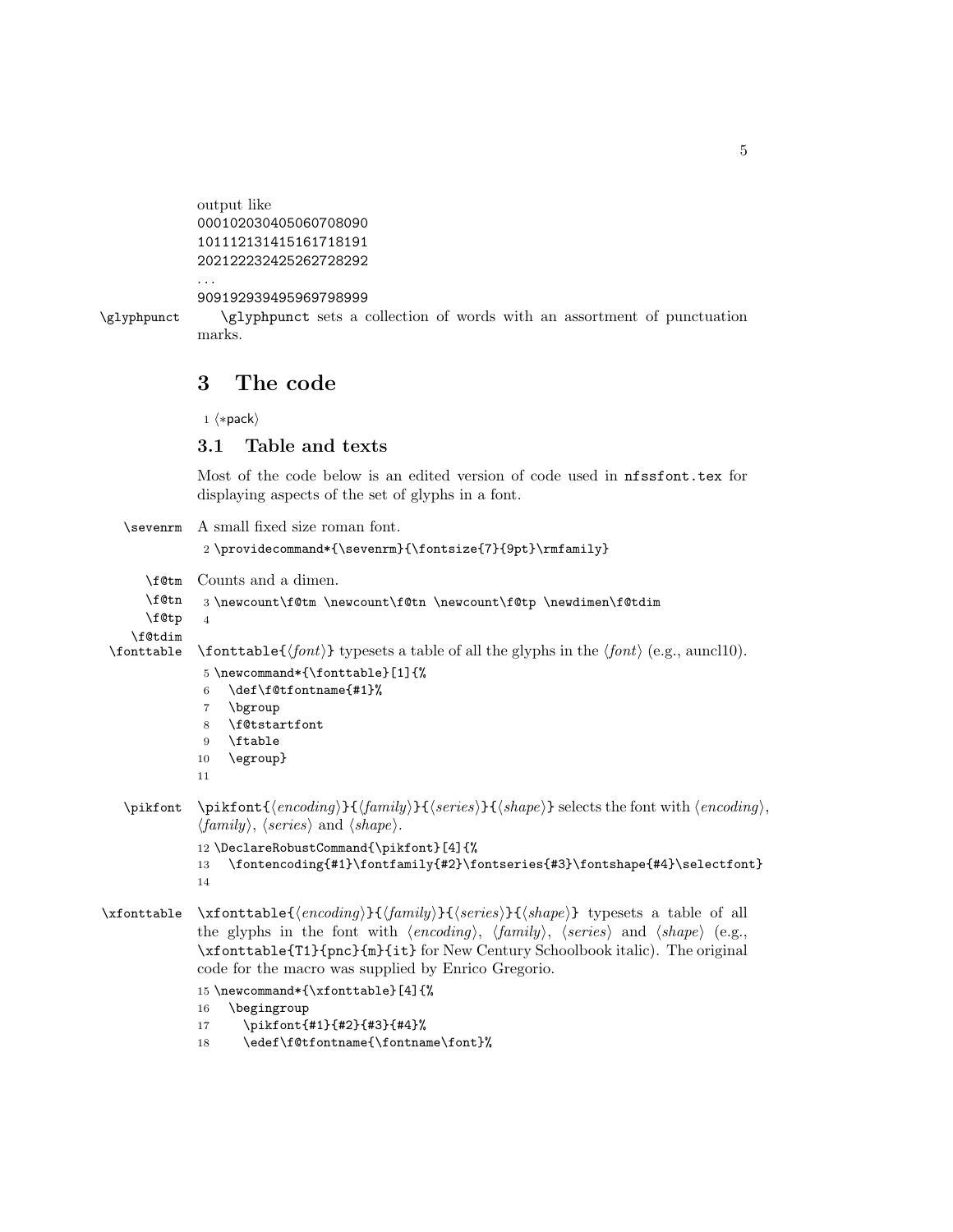output like

000102030405060708090
101112131415161718191
202122232425262728292
...
909192939495969798999

\glyphpunct    \glyphpunct sets a collection of words with an assortment of punctuation marks.

## 3 The code

```
1 ⟨*pack⟩
```

### 3.1 Table and texts

Most of the code below is an edited version of code used in `nfssfont.tex` for displaying aspects of the set of glyphs in a font.

\sevenrm    A small fixed size roman font.

```
2 \providecommand*{\sevenrm}{\fontsize{7}{9pt}\rmfamily}
```

\f@tm \f@tn \f@tp \f@tdim    Counts and a dimen.

```
3 \newcount\f@tm \newcount\f@tn \newcount\f@tp \newdimen\f@tdim
4
```

\fonttable    \fonttable{⟨*font*⟩} typesets a table of all the glyphs in the ⟨*font*⟩ (e.g., auncl10).

```
5 \newcommand*{\fonttable}[1]{%
6   \def\f@tfontname{#1}%
7   \bgroup
8   \f@tstartfont
9   \ftable
10  \egroup}
11
```

\pikfont    \pikfont{⟨*encoding*⟩}{⟨*family*⟩}{⟨*series*⟩}{⟨*shape*⟩} selects the font with ⟨*encoding*⟩, ⟨*family*⟩, ⟨*series*⟩ and ⟨*shape*⟩.

```
12 \DeclareRobustCommand{\pikfont}[4]{%
13   \fontencoding{#1}\fontfamily{#2}\fontseries{#3}\fontshape{#4}\selectfont}
14
```

\xfonttable    \xfonttable{⟨*encoding*⟩}{⟨*family*⟩}{⟨*series*⟩}{⟨*shape*⟩} typesets a table of all the glyphs in the font with ⟨*encoding*⟩, ⟨*family*⟩, ⟨*series*⟩ and ⟨*shape*⟩ (e.g., `\xfonttable{T1}{pnc}{m}{it}` for New Century Schoolbook italic). The original code for the macro was supplied by Enrico Gregorio.

```
15 \newcommand*{\xfonttable}[4]{%
16   \begingroup
17     \pikfont{#1}{#2}{#3}{#4}%
18     \edef\f@tfontname{\fontname\font}%
```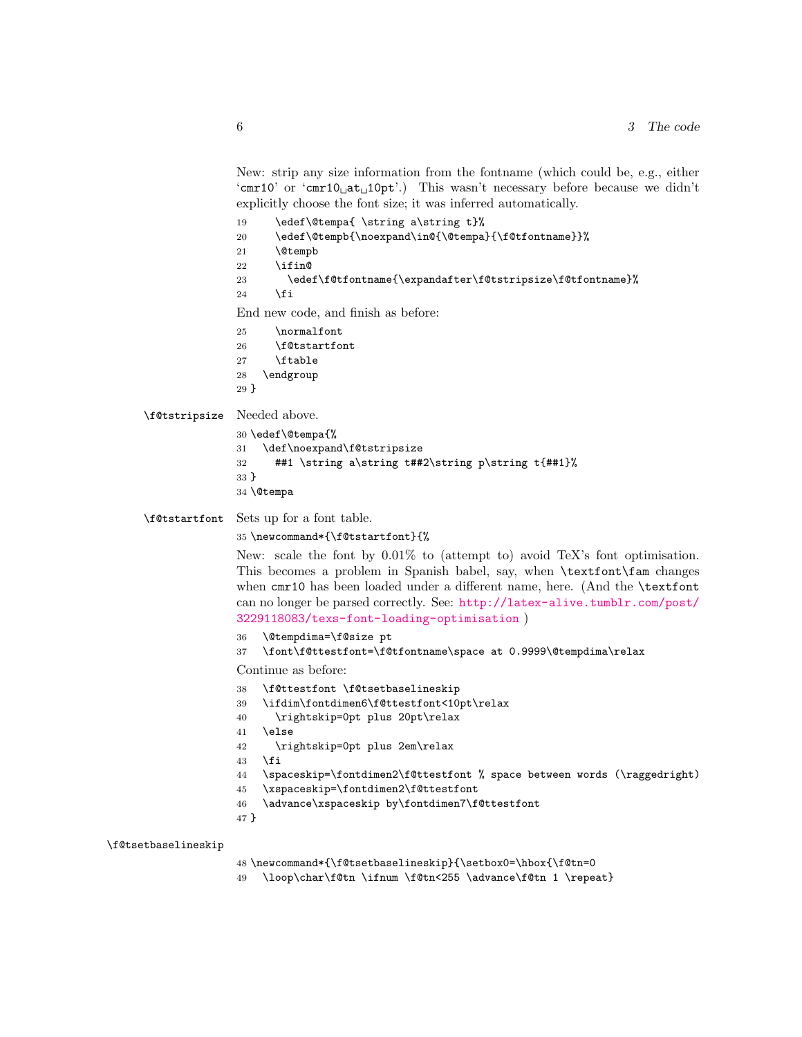New: strip any size information from the fontname (which could be, e.g., either 'cmr10' or 'cmr10␣at␣10pt'.) This wasn't necessary before because we didn't explicitly choose the font size; it was inferred automatically.

```
19     \edef\@tempa{ \string a\string t}%
20     \edef\@tempb{\noexpand\in@{\@tempa}{\f@tfontname}}%
21     \@tempb
22     \ifin@
23       \edef\f@tfontname{\expandafter\f@tstripsize\f@tfontname}%
24     \fi
```

End new code, and finish as before:

```
25     \normalfont
26     \f@tstartfont
27     \ftable
28   \endgroup
29 }
```

\f@tstripsize Needed above.

```
30 \edef\@tempa{%
31   \def\noexpand\f@tstripsize
32     ##1 \string a\string t##2\string p\string t{##1}%
33 }
34 \@tempa
```

\f@tstartfont Sets up for a font table.

```
35 \newcommand*{\f@tstartfont}{%
```

New: scale the font by 0.01% to (attempt to) avoid TeX's font optimisation. This becomes a problem in Spanish babel, say, when `\textfont\fam` changes when `cmr10` has been loaded under a different name, here. (And the `\textfont` can no longer be parsed correctly. See: http://latex-alive.tumblr.com/post/3229118083/texs-font-loading-optimisation )

```
36   \@tempdima=\f@size pt
37   \font\f@ttestfont=\f@tfontname\space at 0.9999\@tempdima\relax
```

Continue as before:

```
38   \f@ttestfont \f@tsetbaselineskip
39   \ifdim\fontdimen6\f@ttestfont<10pt\relax
40     \rightskip=0pt plus 20pt\relax
41   \else
42     \rightskip=0pt plus 2em\relax
43   \fi
44   \spaceskip=\fontdimen2\f@ttestfont % space between words (\raggedright)
45   \xspaceskip=\fontdimen2\f@ttestfont
46   \advance\xspaceskip by\fontdimen7\f@ttestfont
47 }
```

\f@tsetbaselineskip

```
48 \newcommand*{\f@tsetbaselineskip}{\setbox0=\hbox{\f@tn=0
49   \loop\char\f@tn \ifnum \f@tn<255 \advance\f@tn 1 \repeat}
```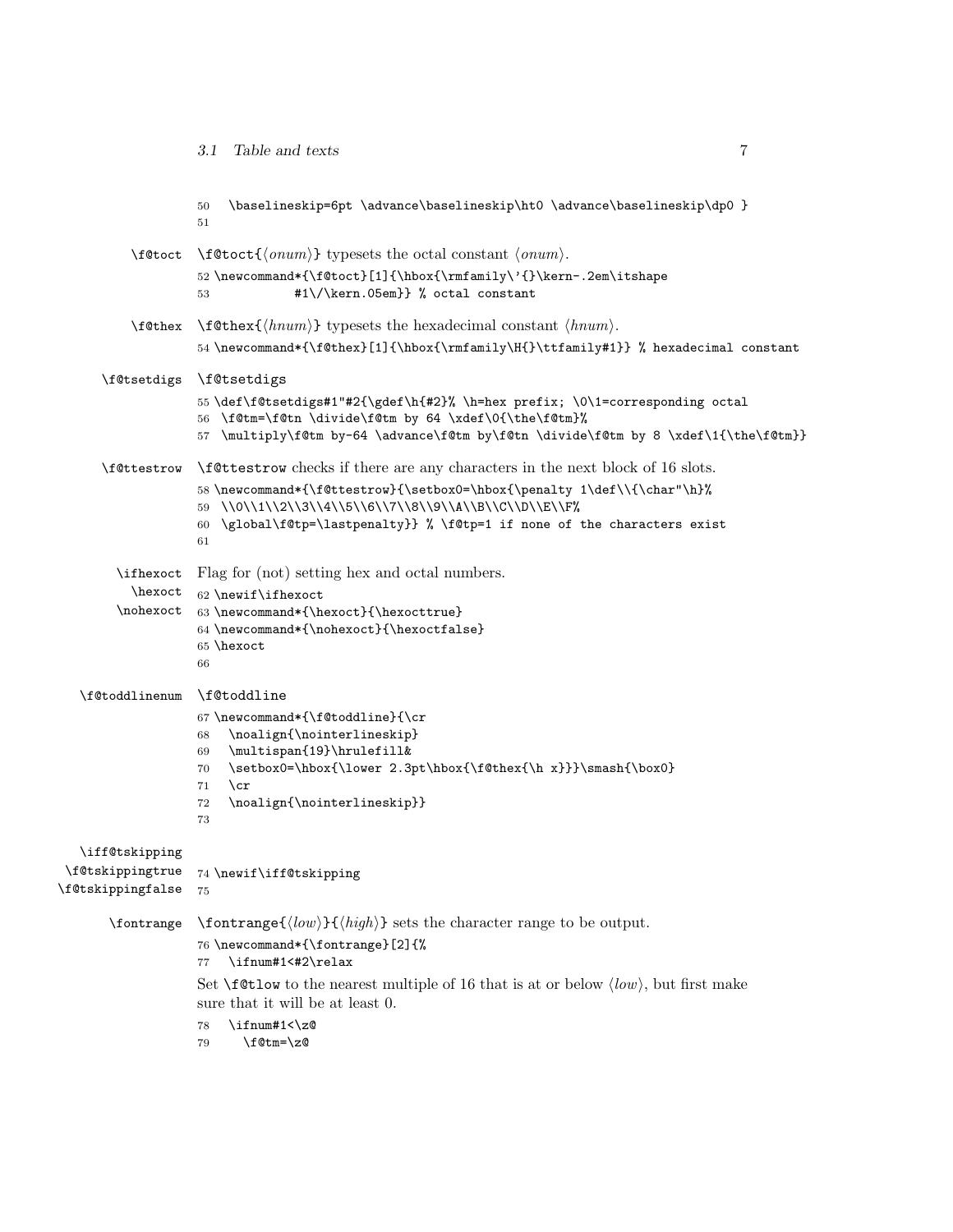```
50   \baselineskip=6pt \advance\baselineskip\ht0 \advance\baselineskip\dp0 }
51
```

\f@toct — `\f@toct{⟨onum⟩}` typesets the octal constant ⟨*onum*⟩.

```
52 \newcommand*{\f@toct}[1]{\hbox{\rmfamily\'{}\kern-.2em\itshape
53            #1\/\kern.05em}} % octal constant
```

\f@thex — `\f@thex{⟨hnum⟩}` typesets the hexadecimal constant ⟨*hnum*⟩.

```
54 \newcommand*{\f@thex}[1]{\hbox{\rmfamily\H{}\ttfamily#1}} % hexadecimal constant
```

\f@tsetdigs — `\f@tsetdigs`

```
55 \def\f@tsetdigs#1"#2{\gdef\h{#2}% \h=hex prefix; \0\1=corresponding octal
56  \f@tm=\f@tn \divide\f@tm by 64 \xdef\0{\the\f@tm}%
57  \multiply\f@tm by-64 \advance\f@tm by\f@tn \divide\f@tm by 8 \xdef\1{\the\f@tm}}
```

\f@ttestrow — `\f@ttestrow` checks if there are any characters in the next block of 16 slots.

```
58 \newcommand*{\f@ttestrow}{\setbox0=\hbox{\penalty 1\def\\{\char"\h}%
59  \\0\\1\\2\\3\\4\\5\\6\\7\\8\\9\\A\\B\\C\\D\\E\\F%
60  \global\f@tp=\lastpenalty}} % \f@tp=1 if none of the characters exist
61
```

\ifhexoct, \hexoct, \nohexoct — Flag for (not) setting hex and octal numbers.

```
62 \newif\ifhexoct
63 \newcommand*{\hexoct}{\hexocttrue}
64 \newcommand*{\nohexoct}{\hexoctfalse}
65 \hexoct
66
```

\f@toddlinenum — `\f@toddline`

```
67 \newcommand*{\f@toddline}{\cr
68   \noalign{\nointerlineskip}
69   \multispan{19}\hrulefill&
70   \setbox0=\hbox{\lower 2.3pt\hbox{\f@thex{\h x}}}\smash{\box0}
71   \cr
72   \noalign{\nointerlineskip}}
73
```

\iff@tskipping, \f@tskippingtrue, \f@tskippingfalse

```
74 \newif\iff@tskipping
75
```

\fontrange — `\fontrange{⟨low⟩}{⟨high⟩}` sets the character range to be output.

```
76 \newcommand*{\fontrange}[2]{%
77   \ifnum#1<#2\relax
```

Set `\f@tlow` to the nearest multiple of 16 that is at or below ⟨*low*⟩, but first make sure that it will be at least 0.

```
78   \ifnum#1<\z@
79     \f@tm=\z@
```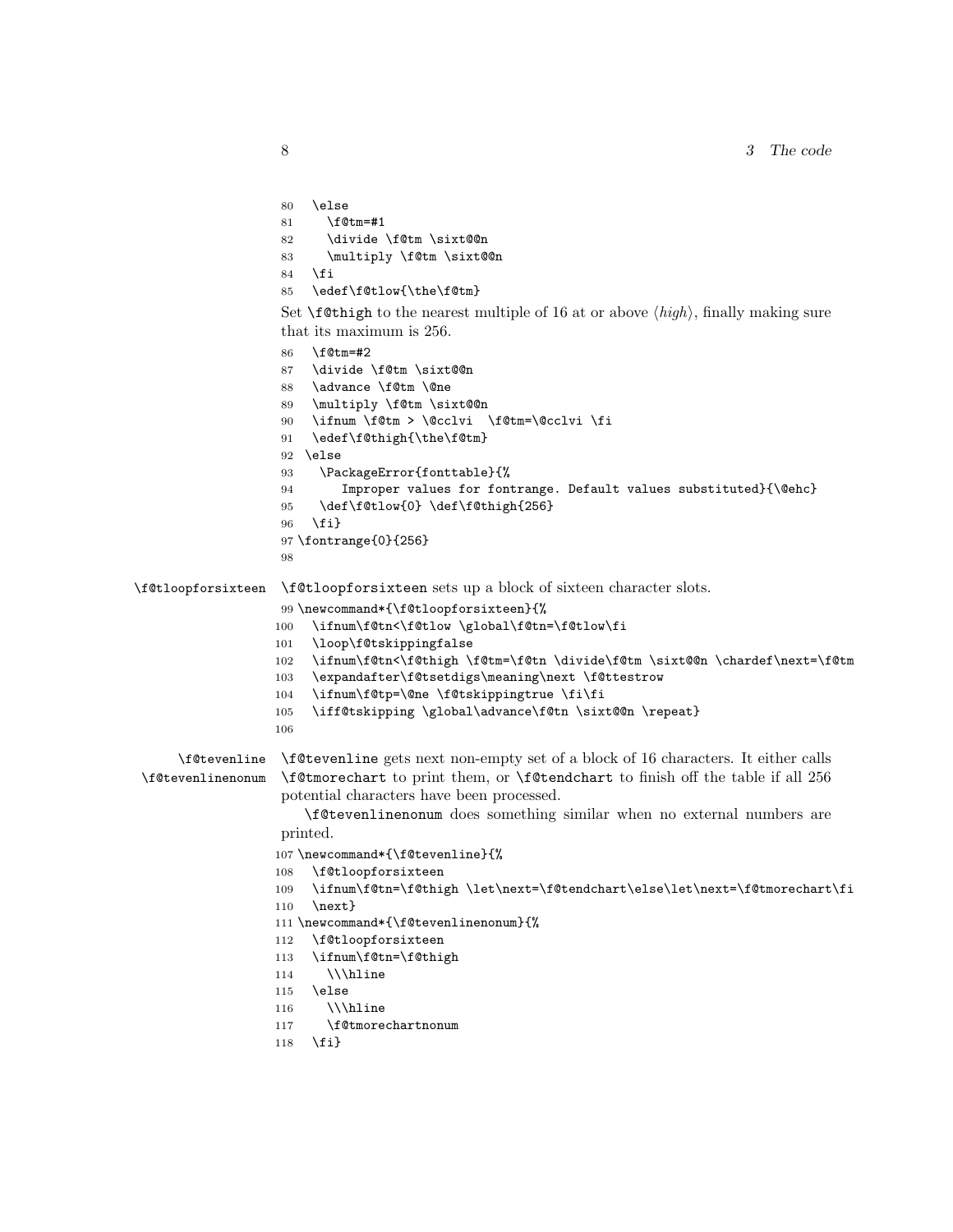```
80   \else
81     \f@tm=#1
82     \divide \f@tm \sixt@@n
83     \multiply \f@tm \sixt@@n
84   \fi
85   \edef\f@tlow{\the\f@tm}
```

Set `\f@thigh` to the nearest multiple of 16 at at or above ⟨*high*⟩, finally making sure that its maximum is 256.

```
86   \f@tm=#2
87   \divide \f@tm \sixt@@n
88   \advance \f@tm \@ne
89   \multiply \f@tm \sixt@@n
90   \ifnum \f@tm > \@cclvi  \f@tm=\@cclvi \fi
91   \edef\f@thigh{\the\f@tm}
92  \else
93    \PackageError{fonttable}{%
94       Improper values for fontrange. Default values substituted}{\@ehc}
95    \def\f@tlow{0} \def\f@thigh{256}
96   \fi}
97 \fontrange{0}{256}
98
```

`\f@tloopforsixteen` `\f@tloopforsixteen` sets up a block of sixteen character slots.

```
99 \newcommand*{\f@tloopforsixteen}{%
100   \ifnum\f@tn<\f@tlow \global\f@tn=\f@tlow\fi
101   \loop\f@tskippingfalse
102   \ifnum\f@tn<\f@thigh \f@tm=\f@tn \divide\f@tm \sixt@@n \chardef\next=\f@tm
103   \expandafter\f@tsetdigs\meaning\next \f@ttestrow
104   \ifnum\f@tp=\@ne \f@tskippingtrue \fi\fi
105   \iff@tskipping \global\advance\f@tn \sixt@@n \repeat}
106
```

`\f@tevenline` `\f@tevenlinenonum` `\f@tevenline` gets next non-empty set of a block of 16 characters. It either calls `\f@tmorechart` to print them, or `\f@tendchart` to finish off the table if all 256 potential characters have been processed.

`\f@tevenlinenonum` does something similar when no external numbers are printed.

```
107 \newcommand*{\f@tevenline}{%
108   \f@tloopforsixteen
109   \ifnum\f@tn=\f@thigh \let\next=\f@tendchart\else\let\next=\f@tmorechart\fi
110   \next}
111 \newcommand*{\f@tevenlinenonum}{%
112   \f@tloopforsixteen
113   \ifnum\f@tn=\f@thigh
114     \\\hline
115   \else
116     \\\hline
117     \f@tmorechartnonum
118   \fi}
```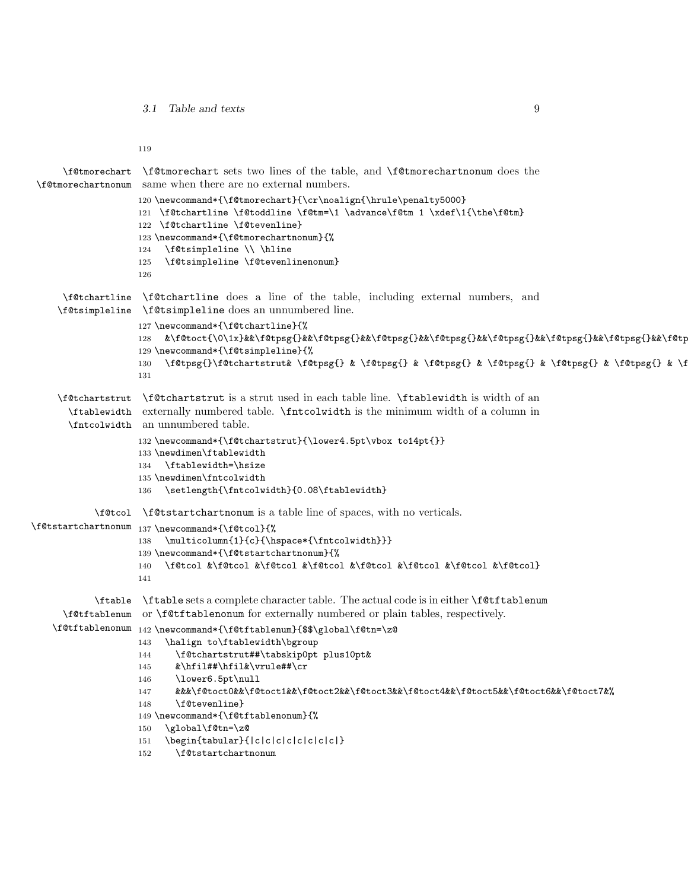```
119
```

\f@tmorechart \f@tmorechartnonum — `\f@tmorechart` sets two lines of the table, and `\f@tmorechartnonum` does the same when there are no external numbers.

```
120 \newcommand*{\f@tmorechart}{\cr\noalign{\hrule\penalty5000}
121  \f@tchartline \f@toddline \f@tm=\1 \advance\f@tm 1 \xdef\1{\the\f@tm}
122  \f@tchartline \f@tevenline}
123 \newcommand*{\f@tmorechartnonum}{%
124   \f@tsimpleline \\ \hline
125   \f@tsimpleline \f@tevenlinenonum}
126
```

\f@tchartline \f@tsimpleline — `\f@tchartline` does a line of the table, including external numbers, and `\f@tsimpleline` does an unnumbered line.

```
127 \newcommand*{\f@tchartline}{%
128   &\f@toct{\0\1x}&&\f@tpsg{}&&\f@tpsg{}&&\f@tpsg{}&&\f@tpsg{}&&\f@tpsg{}&&\f@tpsg{}&&\f@tpsg{}&&\f@tp
129 \newcommand*{\f@tsimpleline}{%
130   \f@tpsg{}\f@tchartstrut& \f@tpsg{} & \f@tpsg{} & \f@tpsg{} & \f@tpsg{} & \f@tpsg{} & \f@tpsg{} & \f
131
```

\f@tchartstrut \ftablewidth \fntcolwidth — `\f@tchartstrut` is a strut used in each table line. `\ftablewidth` is width of an externally numbered table. `\fntcolwidth` is the minimum width of a column in an unnumbered table.

```
132 \newcommand*{\f@tchartstrut}{\lower4.5pt\vbox to14pt{}}
133 \newdimen\ftablewidth
134   \ftablewidth=\hsize
135 \newdimen\fntcolwidth
136   \setlength{\fntcolwidth}{0.08\ftablewidth}
```

\f@tcol \f@tstartchartnonum — `\f@tstartchartnonum` is a table line of spaces, with no verticals.

```
137 \newcommand*{\f@tcol}{%
138   \multicolumn{1}{c}{\hspace*{\fntcolwidth}}}
139 \newcommand*{\f@tstartchartnonum}{%
140   \f@tcol &\f@tcol &\f@tcol &\f@tcol &\f@tcol &\f@tcol &\f@tcol &\f@tcol}
141
```

\ftable \f@tftablenum \f@tftablenonum — `\ftable` sets a complete character table. The actual code is in either `\f@tftablenum` or `\f@tftablenonum` for externally numbered or plain tables, respectively.

```
142 \newcommand*{\f@tftablenum}{$$\global\f@tn=\z@
143   \halign to\ftablewidth\bgroup
144     \f@tchartstrut##\tabskip0pt plus10pt&
145     &\hfil##\hfil&\vrule##\cr
146     \lower6.5pt\null
147     &&&\f@toct0&&\f@toct1&&\f@toct2&&\f@toct3&&\f@toct4&&\f@toct5&&\f@toct6&&\f@toct7&%
148     \f@tevenline}
149 \newcommand*{\f@tftablenonum}{%
150   \global\f@tn=\z@
151   \begin{tabular}{|c|c|c|c|c|c|c|c|}
152     \f@tstartchartnonum
```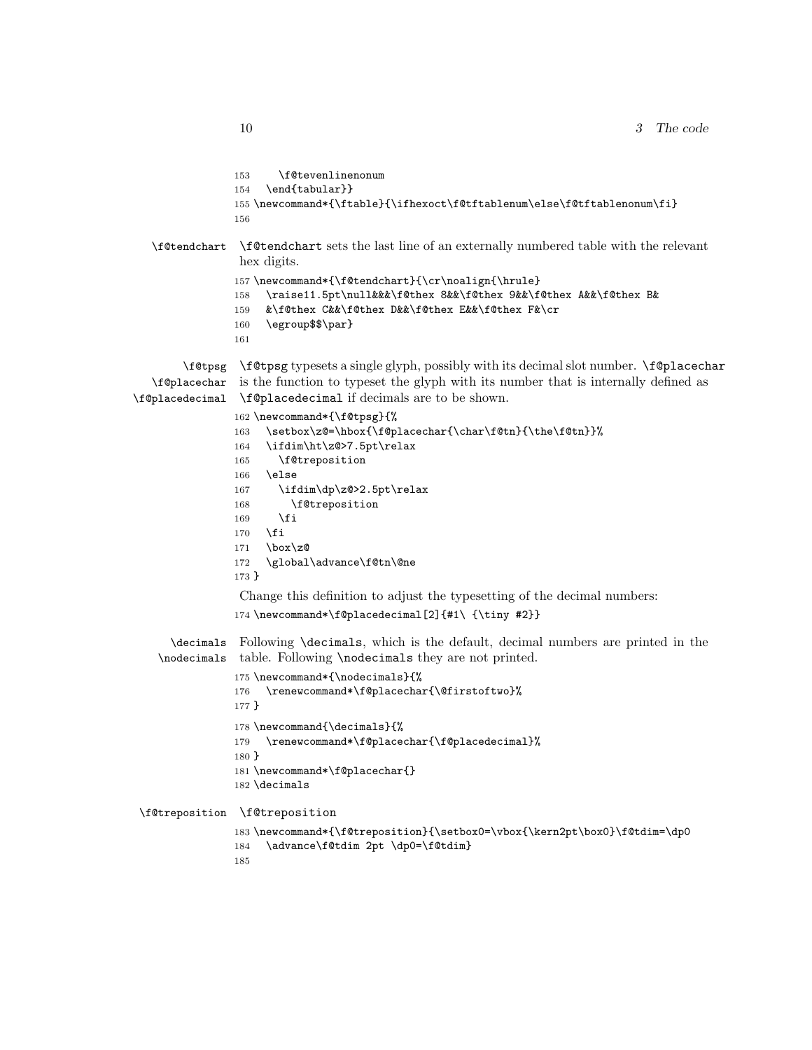```
153     \f@tevenlinenonum
154   \end{tabular}}
155 \newcommand*{\ftable}{\ifhexoct\f@tftablenum\else\f@tftablenonum\fi}
156
```

\f@tendchart

\f@tendchart sets the last line of an externally numbered table with the relevant hex digits.

```
157 \newcommand*{\f@tendchart}{\cr\noalign{\hrule}
158   \raise11.5pt\null&&&\f@thex 8&&\f@thex 9&&\f@thex A&&\f@thex B&
159   &\f@thex C&&\f@thex D&&\f@thex E&&\f@thex F&\cr
160   \egroup$$\par}
161
```

\f@tpsg \f@placechar \f@placedecimal

\f@tpsg typesets a single glyph, possibly with its decimal slot number. \f@placechar is the function to typeset the glyph with its number that is internally defined as \f@placedecimal if decimals are to be shown.

```
162 \newcommand*{\f@tpsg}{%
163   \setbox\z@=\hbox{\f@placechar{\char\f@tn}{\the\f@tn}}%
164   \ifdim\ht\z@>7.5pt\relax
165     \f@treposition
166   \else
167     \ifdim\dp\z@>2.5pt\relax
168       \f@treposition
169     \fi
170   \fi
171   \box\z@
172   \global\advance\f@tn\@ne
173 }
```

Change this definition to adjust the typesetting of the decimal numbers:

```
174 \newcommand*\f@placedecimal[2]{#1\ {\tiny #2}}
```

\decimals \nodecimals

Following \decimals, which is the default, decimal numbers are printed in the table. Following \nodecimals they are not printed.

```
175 \newcommand*{\nodecimals}{%
176   \renewcommand*\f@placechar{\@firstoftwo}%
177 }
178 \newcommand{\decimals}{%
179   \renewcommand*\f@placechar{\f@placedecimal}%
180 }
181 \newcommand*\f@placechar{}
182 \decimals
```

\f@treposition

\f@treposition

```
183 \newcommand*{\f@treposition}{\setbox0=\vbox{\kern2pt\box0}\f@tdim=\dp0
184   \advance\f@tdim 2pt \dp0=\f@tdim}
185
```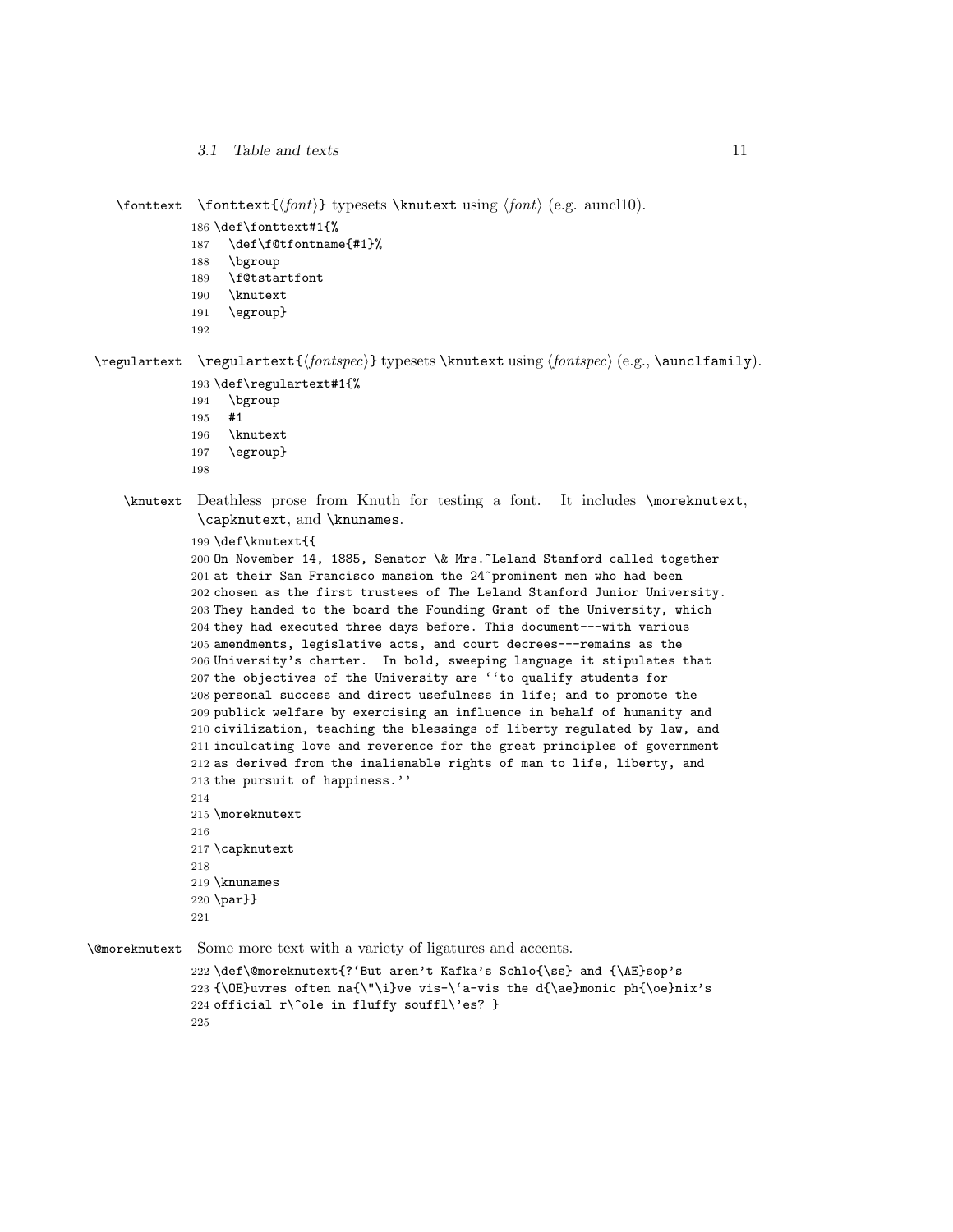\fonttext \fonttext{⟨*font*⟩} typesets \knutext using ⟨*font*⟩ (e.g. auncl10).

```
186 \def\fonttext#1{%
187   \def\f@tfontname{#1}%
188   \bgroup
189   \f@tstartfont
190   \knutext
191   \egroup}
192
```

\regulartext \regulartext{⟨*fontspec*⟩} typesets \knutext using ⟨*fontspec*⟩ (e.g., \aunclfamily).

```
193 \def\regulartext#1{%
194   \bgroup
195   #1
196   \knutext
197   \egroup}
198
```

\knutext Deathless prose from Knuth for testing a font. It includes \moreknutext, \capknutext, and \knunames.

```
199 \def\knutext{{
200 On November 14, 1885, Senator \& Mrs.~Leland Stanford called together
201 at their San Francisco mansion the 24~prominent men who had been
202 chosen as the first trustees of The Leland Stanford Junior University.
203 They handed to the board the Founding Grant of the University, which
204 they had executed three days before. This document---with various
205 amendments, legislative acts, and court decrees---remains as the
206 University's charter.  In bold, sweeping language it stipulates that
207 the objectives of the University are ``to qualify students for
208 personal success and direct usefulness in life; and to promote the
209 publick welfare by exercising an influence in behalf of humanity and
210 civilization, teaching the blessings of liberty regulated by law, and
211 inculcating love and reverence for the great principles of government
212 as derived from the inalienable rights of man to life, liberty, and
213 the pursuit of happiness.''
214
215 \moreknutext
216
217 \capknutext
218
219 \knunames
220 \par}}
221
```

\@moreknutext Some more text with a variety of ligatures and accents.

```
222 \def\@moreknutext{?`But aren't Kafka's Schlo{\ss} and {\AE}sop's
223 {\OE}uvres often na{\"\i}ve vis-\`a-vis the d{\ae}monic ph{\oe}nix's
224 official r\^ole in fluffy souffl\'es? }
225
```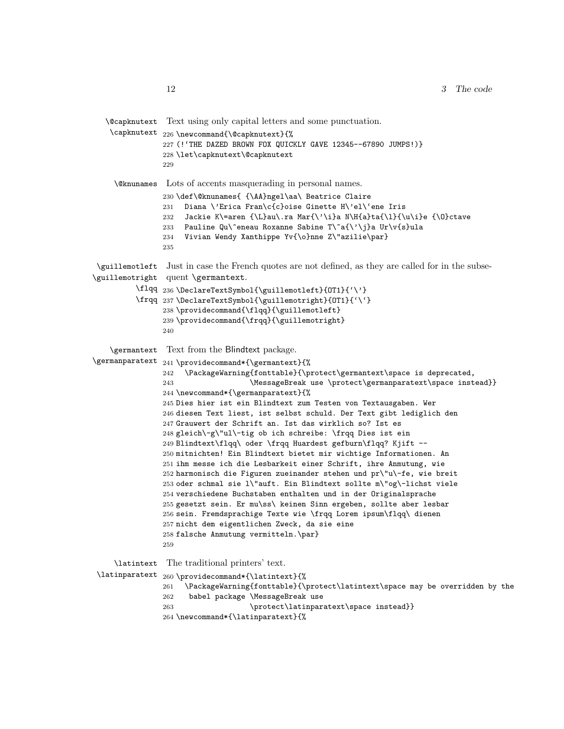`\@capknutext` `\capknutext` Text using only capital letters and some punctuation.

```
226 \newcommand{\@capknutext}{%
227 (!‘THE DAZED BROWN FOX QUICKLY GAVE 12345--67890 JUMPS!)}
228 \let\capknutext\@capknutext
229
```

`\@knunames` Lots of accents masquerading in personal names.

```
230 \def\@knunames{ {\AA}ngel\aa\ Beatrice Claire
231   Diana \'Erica Fran\c{c}oise Ginette H\'el\`ene Iris
232   Jackie K\=aren {\L}au\.ra Mar{\'\i}a N\H{a}ta{\l}{\u\i}e {\O}ctave
233   Pauline Qu\^eneau Roxanne Sabine T\~a{\'\j}a Ur\v{s}ula
234   Vivian Wendy Xanthippe Yv{\o}nne Z\"azilie\par}
235
```

`\guillemotleft` `\guillemotright` `\flqq` `\frqq` Just in case the French quotes are not defined, as they are called for in the subsequent `\germantext`.

```
236 \DeclareTextSymbol{\guillemotleft}{OT1}{`\'}
237 \DeclareTextSymbol{\guillemotright}{OT1}{`\`}
238 \providecommand{\flqq}{\guillemotleft}
239 \providecommand{\frqq}{\guillemotright}
240
```

`\germantext` `\germanparatext` Text from the Blindtext package.

```
241 \providecommand*{\germantext}{%
242   \PackageWarning{fonttable}{\protect\germantext\space is deprecated,
243                  \MessageBreak use \protect\germanparatext\space instead}}
244 \newcommand*{\germanparatext}{%
245 Dies hier ist ein Blindtext zum Testen von Textausgaben. Wer
246 diesen Text liest, ist selbst schuld. Der Text gibt lediglich den
247 Grauwert der Schrift an. Ist das wirklich so? Ist es
248 gleich\-g\"ul\-tig ob ich schreibe: \frqq Dies ist ein
249 Blindtext\flqq\ oder \frqq Huardest gefburn\flqq? Kjift --
250 mitnichten! Ein Blindtext bietet mir wichtige Informationen. An
251 ihm messe ich die Lesbarkeit einer Schrift, ihre Anmutung, wie
252 harmonisch die Figuren zueinander stehen und pr\"u\-fe, wie breit
253 oder schmal sie l\"auft. Ein Blindtext sollte m\"og\-lichst viele
254 verschiedene Buchstaben enthalten und in der Originalsprache
255 gesetzt sein. Er mu\ss\ keinen Sinn ergeben, sollte aber lesbar
256 sein. Fremdsprachige Texte wie \frqq Lorem ipsum\flqq\ dienen
257 nicht dem eigentlichen Zweck, da sie eine
258 falsche Anmutung vermitteln.\par}
259
```

`\latintext` `\latinparatext` The traditional printers’ text.

```
260 \providecommand*{\latintext}{%
261   \PackageWarning{fonttable}{\protect\latintext\space may be overridden by the
262    babel package \MessageBreak use
263                  \protect\latinparatext\space instead}}
264 \newcommand*{\latinparatext}{%
```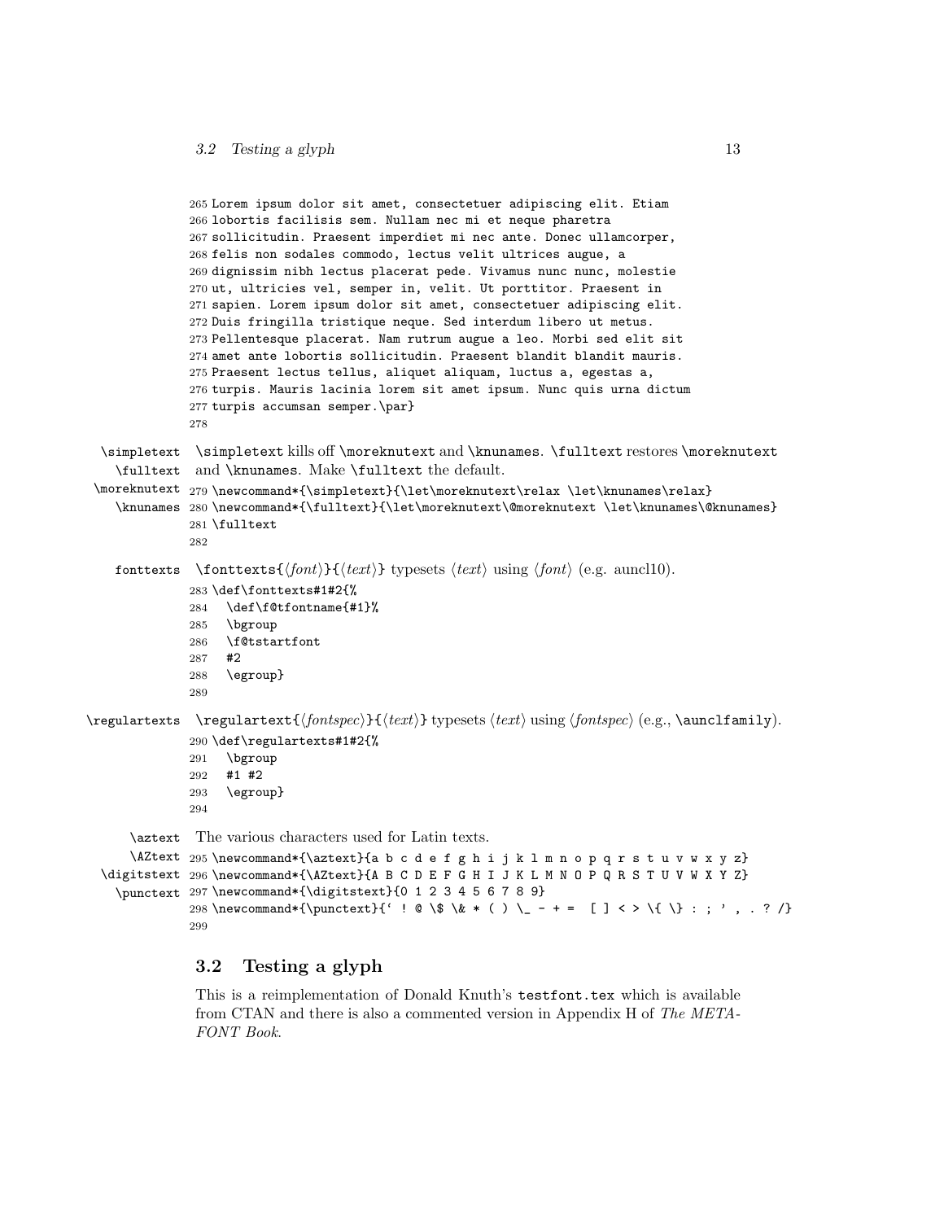```
265 Lorem ipsum dolor sit amet, consectetuer adipiscing elit. Etiam
266 lobortis facilisis sem. Nullam nec mi et neque pharetra
267 sollicitudin. Praesent imperdiet mi nec ante. Donec ullamcorper,
268 felis non sodales commodo, lectus velit ultrices augue, a
269 dignissim nibh lectus placerat pede. Vivamus nunc nunc, molestie
270 ut, ultricies vel, semper in, velit. Ut porttitor. Praesent in
271 sapien. Lorem ipsum dolor sit amet, consectetuer adipiscing elit.
272 Duis fringilla tristique neque. Sed interdum libero ut metus.
273 Pellentesque placerat. Nam rutrum augue a leo. Morbi sed elit sit
274 amet ante lobortis sollicitudin. Praesent blandit blandit mauris.
275 Praesent lectus tellus, aliquet aliquam, luctus a, egestas a,
276 turpis. Mauris lacinia lorem sit amet ipsum. Nunc quis urna dictum
277 turpis accumsan semper.\par}
278
```

`\simpletext` `\fulltext` `\moreknutext` `\knunames`

`\simpletext` kills off `\moreknutext` and `\knunames`. `\fulltext` restores `\moreknutext` and `\knunames`. Make `\fulltext` the default.

```
279 \newcommand*{\simpletext}{\let\moreknutext\relax \let\knunames\relax}
280 \newcommand*{\fulltext}{\let\moreknutext\@moreknutext \let\knunames\@knunames}
281 \fulltext
282
```

`fonttexts`

`\fonttexts{⟨font⟩}{⟨text⟩}` typesets ⟨*text*⟩ using ⟨*font*⟩ (e.g. auncl10).

```
283 \def\fonttexts#1#2{%
284   \def\f@tfontname{#1}%
285   \bgroup
286   \f@tstartfont
287   #2
288   \egroup}
289
```

`\regulartexts`

`\regulartext{⟨fontspec⟩}{⟨text⟩}` typesets ⟨*text*⟩ using ⟨*fontspec*⟩ (e.g., `\aunclfamily`).

```
290 \def\regulartexts#1#2{%
291   \bgroup
292   #1 #2
293   \egroup}
294
```

`\aztext` `\AZtext` `\digitstext` `\punctext`

The various characters used for Latin texts.

```
295 \newcommand*{\aztext}{a b c d e f g h i j k l m n o p q r s t u v w x y z}
296 \newcommand*{\AZtext}{A B C D E F G H I J K L M N O P Q R S T U V W X Y Z}
297 \newcommand*{\digitstext}{0 1 2 3 4 5 6 7 8 9}
298 \newcommand*{\punctext}{` ! @ \$ \& * ( ) \_ - + =  [ ] < > \{ \} : ; ' , . ? /}
299
```

## 3.2 Testing a glyph

This is a reimplementation of Donald Knuth's `testfont.tex` which is available from CTAN and there is also a commented version in Appendix H of *The METAFONT Book*.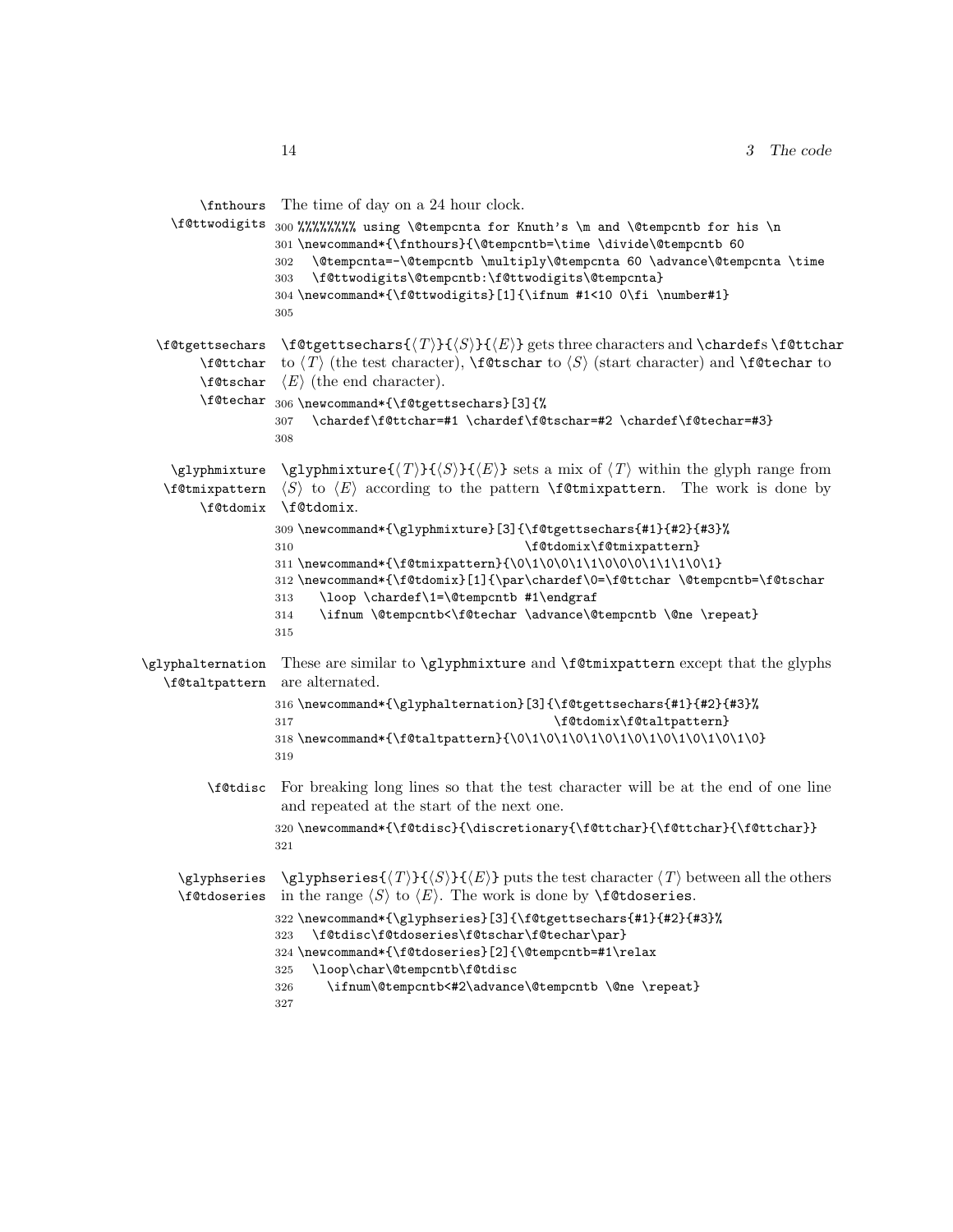\fnthours \f@ttwodigits

The time of day on a 24 hour clock.

```
300 %%%%%%%% using \@tempcnta for Knuth's \m and \@tempcntb for his \n
301 \newcommand*{\fnthours}{\@tempcntb=\time \divide\@tempcntb 60
302   \@tempcnta=-\@tempcntb \multiply\@tempcnta 60 \advance\@tempcnta \time
303   \f@ttwodigits\@tempcntb:\f@ttwodigits\@tempcnta}
304 \newcommand*{\f@ttwodigits}[1]{\ifnum #1<10 0\fi \number#1}
305
```

\f@tgettsechars \f@ttchar \f@tschar \f@techar

\f@tgettsechars{⟨T⟩}{⟨S⟩}{⟨E⟩} gets three characters and \chardefs \f@ttchar to ⟨T⟩ (the test character), \f@tschar to ⟨S⟩ (start character) and \f@techar to ⟨E⟩ (the end character).

```
306 \newcommand*{\f@tgettsechars}[3]{%
307   \chardef\f@ttchar=#1 \chardef\f@tschar=#2 \chardef\f@techar=#3}
308
```

\glyphmixture \f@tmixpattern \f@tdomix

\glyphmixture{⟨T⟩}{⟨S⟩}{⟨E⟩} sets a mix of ⟨T⟩ within the glyph range from ⟨S⟩ to ⟨E⟩ according to the pattern \f@tmixpattern. The work is done by \f@tdomix.

```
309 \newcommand*{\glyphmixture}[3]{\f@tgettsechars{#1}{#2}{#3}%
310                                 \f@tdomix\f@tmixpattern}
311 \newcommand*{\f@tmixpattern}{\0\1\0\0\1\1\0\0\0\1\1\1\0\1}
312 \newcommand*{\f@tdomix}[1]{\par\chardef\0=\f@ttchar \@tempcntb=\f@tschar
313   \loop \chardef\1=\@tempcntb #1\endgraf
314   \ifnum \@tempcntb<\f@techar \advance\@tempcntb \@ne \repeat}
315
```

\glyphalternation \f@taltpattern

These are similar to \glyphmixture and \f@tmixpattern except that the glyphs are alternated.

```
316 \newcommand*{\glyphalternation}[3]{\f@tgettsechars{#1}{#2}{#3}%
317                                     \f@tdomix\f@taltpattern}
318 \newcommand*{\f@taltpattern}{\0\1\0\1\0\1\0\1\0\1\0\1\0\1\0}
319
```

\f@tdisc

For breaking long lines so that the test character will be at the end of one line and repeated at the start of the next one.

```
320 \newcommand*{\f@tdisc}{\discretionary{\f@ttchar}{\f@ttchar}{\f@ttchar}}
321
```

\glyphseries \f@tdoseries

\glyphseries{⟨T⟩}{⟨S⟩}{⟨E⟩} puts the test character ⟨T⟩ between all the others in the range ⟨S⟩ to ⟨E⟩. The work is done by \f@tdoseries.

```
322 \newcommand*{\glyphseries}[3]{\f@tgettsechars{#1}{#2}{#3}%
323   \f@tdisc\f@tdoseries\f@tschar\f@techar\par}
324 \newcommand*{\f@tdoseries}[2]{\@tempcntb=#1\relax
325   \loop\char\@tempcntb\f@tdisc
326     \ifnum\@tempcntb<#2\advance\@tempcntb \@ne \repeat}
327
```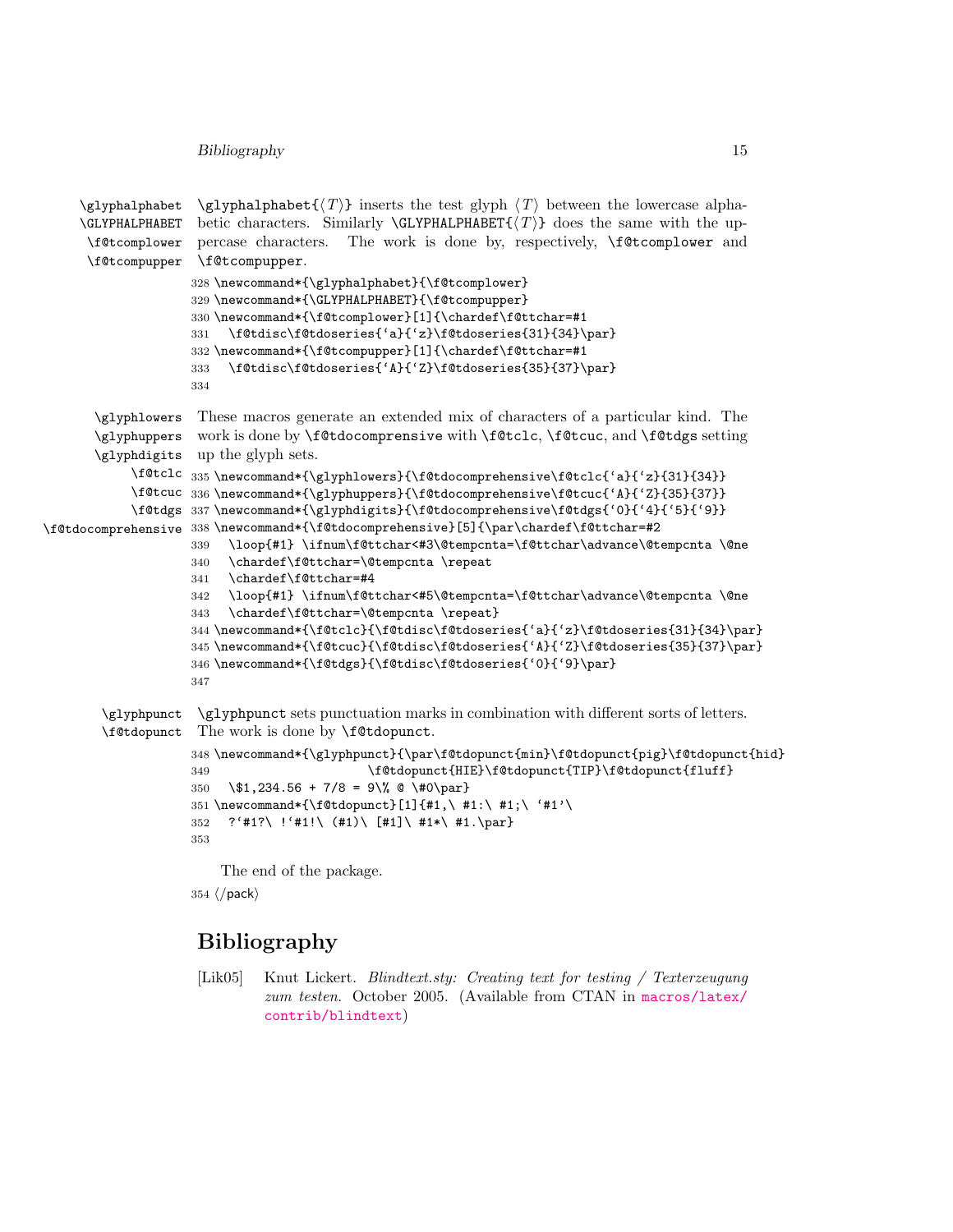`\glyphalphabet` `\GLYPHALPHABET` `\f@tcomplower` `\f@tcompupper`

`\glyphalphabet{⟨T⟩}` inserts the test glyph ⟨T⟩ between the lowercase alphabetic characters. Similarly `\GLYPHALPHABET{⟨T⟩}` does the same with the uppercase characters. The work is done by, respectively, `\f@tcomplower` and `\f@tcompupper`.

```
328 \newcommand*{\glyphalphabet}{\f@tcomplower}
329 \newcommand*{\GLYPHALPHABET}{\f@tcompupper}
330 \newcommand*{\f@tcomplower}[1]{\chardef\f@ttchar=#1
331   \f@tdisc\f@tdoseries{`a}{`z}\f@tdoseries{31}{34}\par}
332 \newcommand*{\f@tcompupper}[1]{\chardef\f@ttchar=#1
333   \f@tdisc\f@tdoseries{`A}{`Z}\f@tdoseries{35}{37}\par}
334
```

`\glyphlowers` `\glyphuppers` `\glyphdigits` `\f@tclc` `\f@tcuc` `\f@tdgs` `\f@tdocomprehensive`

These macros generate an extended mix of characters of a particular kind. The work is done by `\f@tdocomprensive` with `\f@tclc`, `\f@tcuc`, and `\f@tdgs` setting up the glyph sets.

```
335 \newcommand*{\glyphlowers}{\f@tdocomprehensive\f@tclc{`a}{`z}{31}{34}}
336 \newcommand*{\glyphuppers}{\f@tdocomprehensive\f@tcuc{`A}{`Z}{35}{37}}
337 \newcommand*{\glyphdigits}{\f@tdocomprehensive\f@tdgs{`0}{`4}{`5}{`9}}
338 \newcommand*{\f@tdocomprehensive}[5]{\par\chardef\f@ttchar=#2
339   \loop{#1} \ifnum\f@ttchar<#3\@tempcnta=\f@ttchar\advance\@tempcnta \@ne
340   \chardef\f@ttchar=\@tempcnta \repeat
341   \chardef\f@ttchar=#4
342   \loop{#1} \ifnum\f@ttchar<#5\@tempcnta=\f@ttchar\advance\@tempcnta \@ne
343   \chardef\f@ttchar=\@tempcnta \repeat}
344 \newcommand*{\f@tclc}{\f@tdisc\f@tdoseries{`a}{`z}\f@tdoseries{31}{34}\par}
345 \newcommand*{\f@tcuc}{\f@tdisc\f@tdoseries{`A}{`Z}\f@tdoseries{35}{37}\par}
346 \newcommand*{\f@tdgs}{\f@tdisc\f@tdoseries{`0}{`9}\par}
347
```

`\glyphpunct` `\f@tdopunct`

`\glyphpunct` sets punctuation marks in combination with different sorts of letters. The work is done by `\f@tdopunct`.

```
348 \newcommand*{\glyphpunct}{\par\f@tdopunct{min}\f@tdopunct{pig}\f@tdopunct{hid}
349                       \f@tdopunct{HIE}\f@tdopunct{TIP}\f@tdopunct{fluff}
350   \$1,234.56 + 7/8 = 9\% @ \#0\par}
351 \newcommand*{\f@tdopunct}[1]{#1,\ #1:\ #1;\ `#1'\
352   ?`#1?\ !`#1!\ (#1)\ [#1]\ #1*\ #1.\par}
353
```

The end of the package.

```
354 ⟨/pack⟩
```

# Bibliography

[Lik05] Knut Lickert. *Blindtext.sty: Creating text for testing / Texterzeugung zum testen*. October 2005. (Available from CTAN in macros/latex/contrib/blindtext)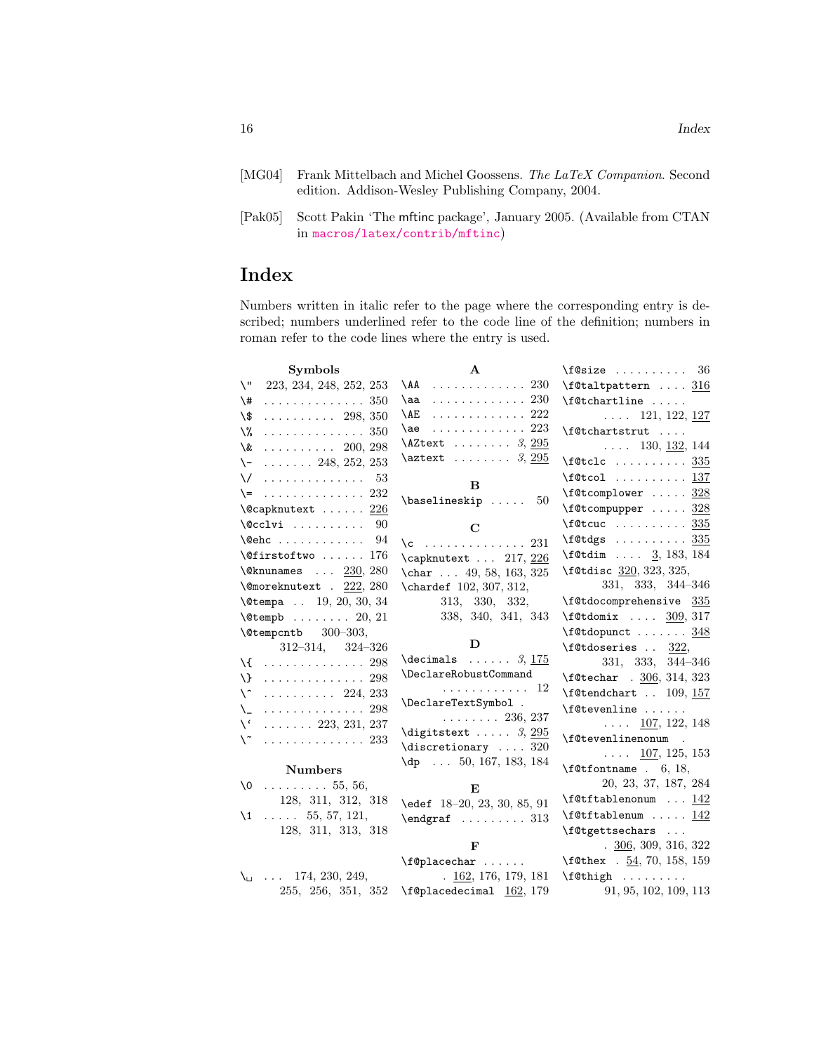[MG04] Frank Mittelbach and Michel Goossens. *The LaTeX Companion*. Second edition. Addison-Wesley Publishing Company, 2004.

[Pak05] Scott Pakin 'The mftinc package', January 2005. (Available from CTAN in macros/latex/contrib/mftinc)

# Index

Numbers written in italic refer to the page where the corresponding entry is described; numbers underlined refer to the code line of the definition; numbers in roman refer to the code lines where the entry is used.

**Symbols**

\" 223, 234, 248, 252, 253
\# . . . 350
\$ . . . 298, 350
\% . . . 350
\& . . . 200, 298
\- . . . 248, 252, 253
\/ . . . 53
\= . . . 232
\@capknutext . . . 226
\@cclvi . . . 90
\@ehc . . . 94
\@firstoftwo . . . 176
\@knunames . . . 230, 280
\@moreknutext . 222, 280
\@tempa . . 19, 20, 30, 34
\@tempb . . . 20, 21
\@tempcntb 300–303, 312–314, 324–326
\{ . . . 298
\} . . . 298
\^ . . . 224, 233
\_ . . . 298
\` . . . 223, 231, 237
\~ . . . 233

**Numbers**

\0 . . . 55, 56, 128, 311, 312, 318
\1 . . . 55, 57, 121, 128, 311, 313, 318

\␣ . . . 174, 230, 249, 255, 256, 351, 352

**A**

\AA . . . 230
\aa . . . 230
\AE . . . 222
\ae . . . 223
\AZtext . . . *3*, 295
\aztext . . . *3*, 295

**B**

\baselineskip . . . 50

**C**

\c . . . 231
\capknutext . . . 217, 226
\char . . . 49, 58, 163, 325
\chardef 102, 307, 312, 313, 330, 332, 338, 340, 341, 343

**D**

\decimals . . . *3*, 175
\DeclareRobustCommand . . . 12
\DeclareTextSymbol . . . 236, 237
\digitstext . . . *3*, 295
\discretionary . . . 320
\dp . . . 50, 167, 183, 184

**E**

\edef 18–20, 23, 30, 85, 91
\endgraf . . . 313

**F**

\f@placechar . . . 162, 176, 179, 181
\f@placedecimal 162, 179
\f@size . . . 36
\f@taltpattern . . . 316
\f@tchartline . . . 121, 122, 127
\f@tchartstrut . . . 130, 132, 144
\f@tclc . . . 335
\f@tcol . . . 137
\f@tcomplower . . . 328
\f@tcompupper . . . 328
\f@tcuc . . . 335
\f@tdgs . . . 335
\f@tdim . . . 3, 183, 184
\f@tdisc 320, 323, 325, 331, 333, 344–346
\f@tdocomprehensive 335
\f@tdomix . . . 309, 317
\f@tdopunct . . . 348
\f@tdoseries . . 322, 331, 333, 344–346
\f@techar . 306, 314, 323
\f@tendchart . . 109, 157
\f@tevenline . . . 107, 122, 148
\f@tevenlinenonum . . . 107, 125, 153
\f@tfontname . 6, 18, 20, 23, 37, 187, 284
\f@tftablenonum . . . 142
\f@tftablenum . . . 142
\f@tgettsechars . . . 306, 309, 316, 322
\f@thex . 54, 70, 158, 159
\f@thigh . . . 91, 95, 102, 109, 113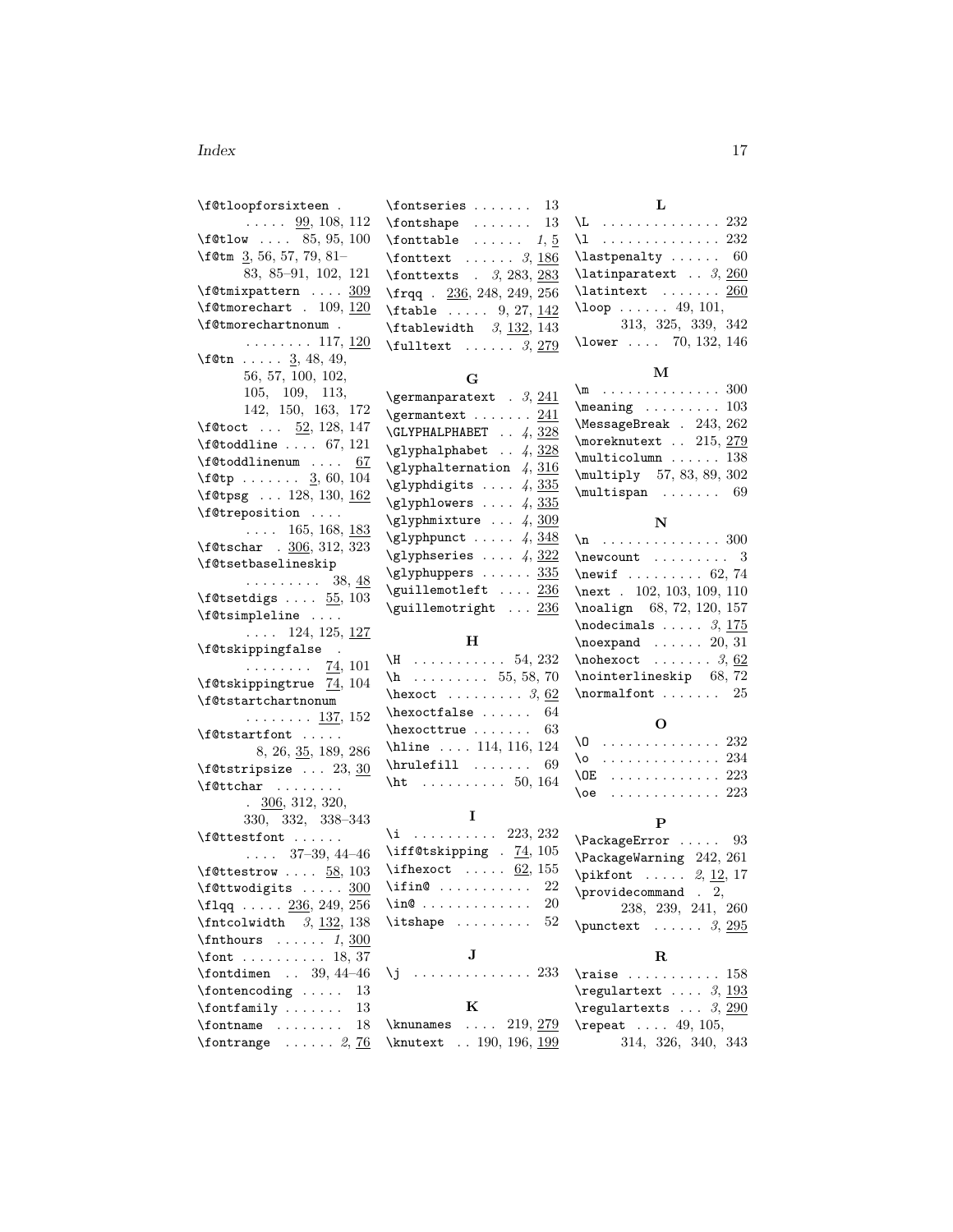\f@tloopforsixteen . . . . . . 99, 108, 112
\f@tlow . . . . 85, 95, 100
\f@tm 3, 56, 57, 79, 81–83, 85–91, 102, 121
\f@tmixpattern . . . . 309
\f@tmorechart . 109, 120
\f@tmorechartnonum . . . . . . . . . 117, 120
\f@tn . . . . . 3, 48, 49, 56, 57, 100, 102, 105, 109, 113, 142, 150, 163, 172
\f@toct . . . 52, 128, 147
\f@toddline . . . . 67, 121
\f@toddlinenum . . . . 67
\f@tp . . . . . . . 3, 60, 104
\f@tpsg . . . 128, 130, 162
\f@treposition . . . . . . . . 165, 168, 183
\f@tschar . 306, 312, 323
\f@tsetbaselineskip . . . . . . . . . 38, 48
\f@tsetdigs . . . . 55, 103
\f@tsimpleline . . . . . . . . 124, 125, 127
\f@tskippingfalse . . . . . . . . . 74, 101
\f@tskippingtrue 74, 104
\f@tstartchartnonum . . . . . . . . 137, 152
\f@tstartfont . . . . . 8, 26, 35, 189, 286
\f@tstripsize . . . 23, 30
\f@ttchar . . . . . . . . . 306, 312, 320, 330, 332, 338–343
\f@ttestfont . . . . . . . . . . 37–39, 44–46
\f@ttestrow . . . . 58, 103
\f@ttwodigits . . . . . 300
\flqq . . . . . 236, 249, 256
\fntcolwidth 3, 132, 138
\fnthours . . . . . . 1, 300
\font . . . . . . . . . . 18, 37
\fontdimen . . 39, 44–46
\fontencoding . . . . . 13
\fontfamily . . . . . . . 13
\fontname . . . . . . . . 18
\fontrange . . . . . . 2, 76
\fontseries . . . . . . . 13
\fontshape . . . . . . . 13
\fonttable . . . . . . 1, 5
\fonttext . . . . . . 3, 186
\fonttexts . 3, 283, 283
\frqq . 236, 248, 249, 256
\ftable . . . . . 9, 27, 142
\ftablewidth 3, 132, 143
\fulltext . . . . . . 3, 279

**G**

\germanparatext . 3, 241
\germantext . . . . . . . 241
\GLYPHALPHABET . . 4, 328
\glyphalphabet . . 4, 328
\glyphalternation 4, 316
\glyphdigits . . . . 4, 335
\glyphlowers . . . . 4, 335
\glyphmixture . . . 4, 309
\glyphpunct . . . . . 4, 348
\glyphseries . . . . 4, 322
\glyphuppers . . . . . . 335
\guillemotleft . . . . 236
\guillemotright . . . 236

**H**

\H . . . . . . . . . . . 54, 232
\h . . . . . . . . . 55, 58, 70
\hexoct . . . . . . . . . 3, 62
\hexoctfalse . . . . . . 64
\hexocttrue . . . . . . . 63
\hline . . . . 114, 116, 124
\hrulefill . . . . . . . 69
\ht . . . . . . . . . . 50, 164

**I**

\i . . . . . . . . . 223, 232
\iff@tskipping . 74, 105
\ifhexoct . . . . . 62, 155
\ifin@ . . . . . . . . . . . 22
\in@ . . . . . . . . . . . . 20
\itshape . . . . . . . . . 52

**J**

\j . . . . . . . . . . . . . 233

**K**

\knunames . . . . 219, 279
\knutext . . 190, 196, 199

**L**

\L . . . . . . . . . . . . . 232
\l . . . . . . . . . . . . . 232
\lastpenalty . . . . . . 60
\latinparatext . . 3, 260
\latintext . . . . . . . 260
\loop . . . . . . 49, 101, 313, 325, 339, 342
\lower . . . . 70, 132, 146

**M**

\m . . . . . . . . . . . . . 300
\meaning . . . . . . . . . 103
\MessageBreak . 243, 262
\moreknutext . . 215, 279
\multicolumn . . . . . . 138
\multiply 57, 83, 89, 302
\multispan . . . . . . . 69

**N**

\n . . . . . . . . . . . . . 300
\newcount . . . . . . . . . 3
\newif . . . . . . . . . 62, 74
\next . 102, 103, 109, 110
\noalign 68, 72, 120, 157
\nodecimals . . . . . 3, 175
\noexpand . . . . . . 20, 31
\nohexoct . . . . . . . 3, 62
\nointerlineskip 68, 72
\normalfont . . . . . . . 25

**O**

\O . . . . . . . . . . . . . 232
\o . . . . . . . . . . . . . 234
\OE . . . . . . . . . . . . 223
\oe . . . . . . . . . . . . 223

**P**

\PackageError . . . . . 93
\PackageWarning 242, 261
\pikfont . . . . . 2, 12, 17
\providecommand . 2, 238, 239, 241, 260
\punctext . . . . . . 3, 295

**R**

\raise . . . . . . . . . . . 158
\regulartext . . . . 3, 193
\regulartexts . . . 3, 290
\repeat . . . . 49, 105, 314, 326, 340, 343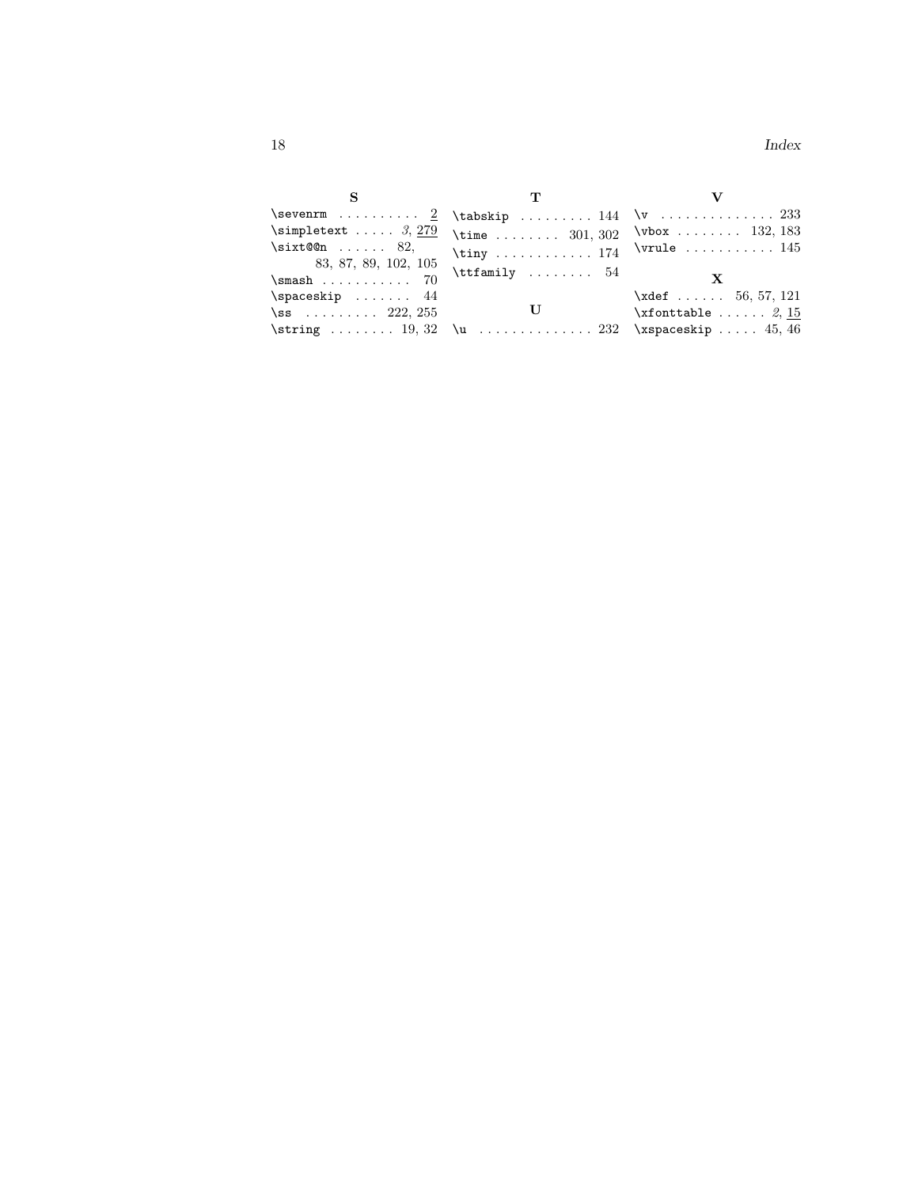**S**

\sevenrm . . . . . . . . . . 2
\simpletext . . . . . *3*, 279
\sixt@@n . . . . . . 82, 83, 87, 89, 102, 105
\smash . . . . . . . . . . . 70
\spaceskip . . . . . . . 44
\ss . . . . . . . . . 222, 255
\string . . . . . . . . 19, 32

**T**

\tabskip . . . . . . . . . 144
\time . . . . . . . . 301, 302
\tiny . . . . . . . . . . . . 174
\ttfamily . . . . . . . . 54

**U**

\u . . . . . . . . . . . . . . 232

**V**

\v . . . . . . . . . . . . . . 233
\vbox . . . . . . . . 132, 183
\vrule . . . . . . . . . . . 145

**X**

\xdef . . . . . . 56, 57, 121
\xfonttable . . . . . . *2*, 15
\xspaceskip . . . . . 45, 46